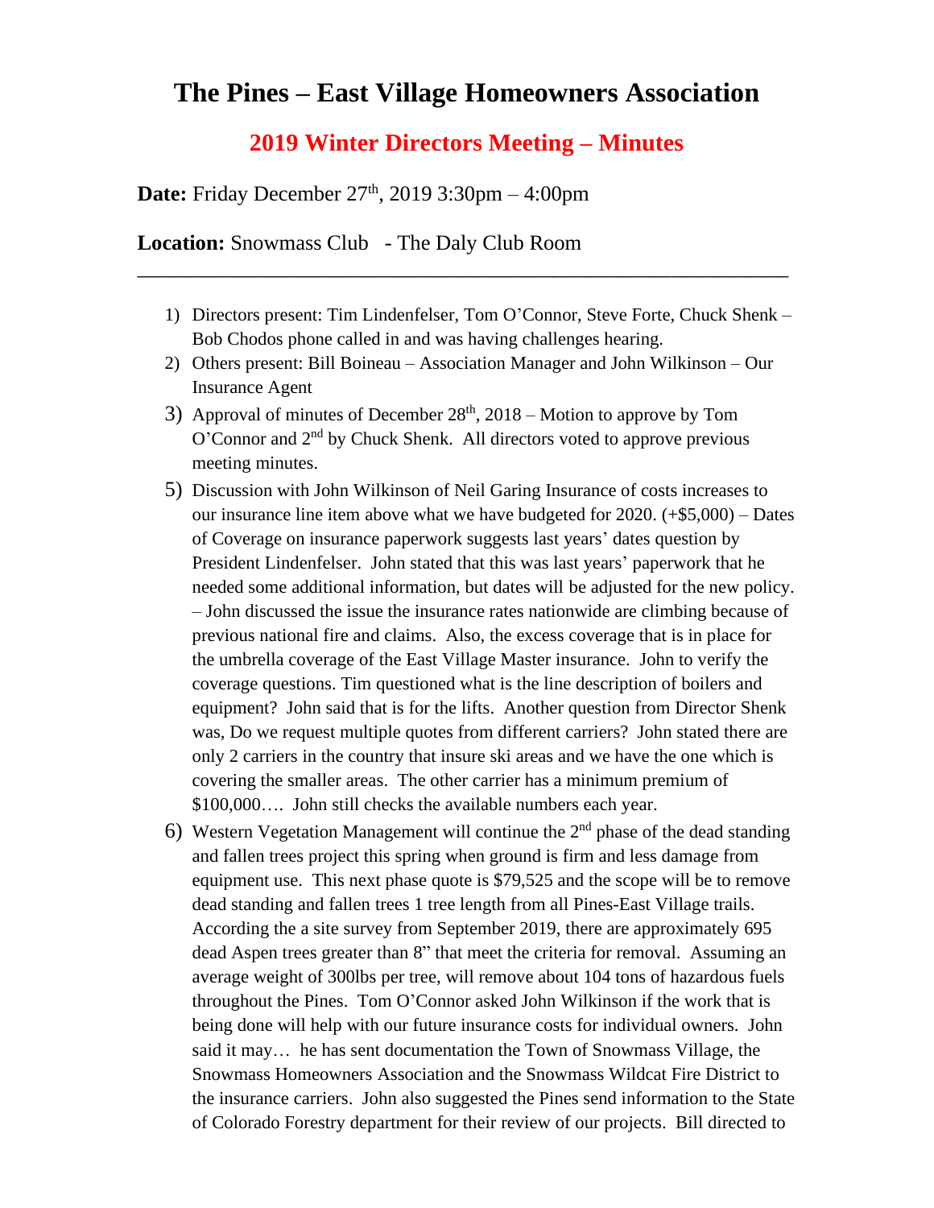# The Pines – East Village Homeowners Association

## 2019 Winter Directors Meeting – Minutes

**Date:** Friday December 27th, 2019 3:30pm – 4:00pm

**Location:** Snowmass Club - The Daly Club Room

---

1) Directors present: Tim Lindenfelser, Tom O'Connor, Steve Forte, Chuck Shenk – Bob Chodos phone called in and was having challenges hearing.
2) Others present: Bill Boineau – Association Manager and John Wilkinson – Our Insurance Agent
3) Approval of minutes of December 28th, 2018 – Motion to approve by Tom O'Connor and 2nd by Chuck Shenk. All directors voted to approve previous meeting minutes.
5) Discussion with John Wilkinson of Neil Garing Insurance of costs increases to our insurance line item above what we have budgeted for 2020. (+$5,000) – Dates of Coverage on insurance paperwork suggests last years' dates question by President Lindenfelser. John stated that this was last years' paperwork that he needed some additional information, but dates will be adjusted for the new policy. – John discussed the issue the insurance rates nationwide are climbing because of previous national fire and claims. Also, the excess coverage that is in place for the umbrella coverage of the East Village Master insurance. John to verify the coverage questions. Tim questioned what is the line description of boilers and equipment? John said that is for the lifts. Another question from Director Shenk was, Do we request multiple quotes from different carriers? John stated there are only 2 carriers in the country that insure ski areas and we have the one which is covering the smaller areas. The other carrier has a minimum premium of $100,000…. John still checks the available numbers each year.
6) Western Vegetation Management will continue the 2nd phase of the dead standing and fallen trees project this spring when ground is firm and less damage from equipment use. This next phase quote is $79,525 and the scope will be to remove dead standing and fallen trees 1 tree length from all Pines-East Village trails. According the a site survey from September 2019, there are approximately 695 dead Aspen trees greater than 8" that meet the criteria for removal. Assuming an average weight of 300lbs per tree, will remove about 104 tons of hazardous fuels throughout the Pines. Tom O'Connor asked John Wilkinson if the work that is being done will help with our future insurance costs for individual owners. John said it may… he has sent documentation the Town of Snowmass Village, the Snowmass Homeowners Association and the Snowmass Wildcat Fire District to the insurance carriers. John also suggested the Pines send information to the State of Colorado Forestry department for their review of our projects. Bill directed to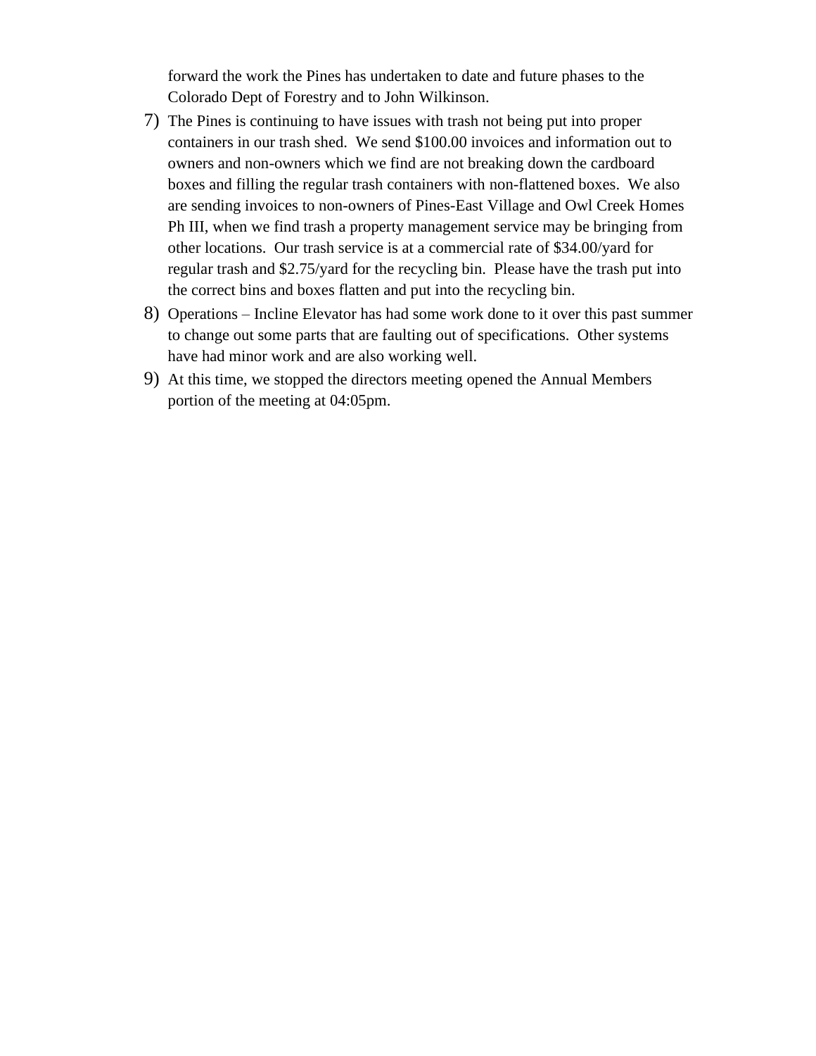forward the work the Pines has undertaken to date and future phases to the Colorado Dept of Forestry and to John Wilkinson.

7) The Pines is continuing to have issues with trash not being put into proper containers in our trash shed. We send $100.00 invoices and information out to owners and non-owners which we find are not breaking down the cardboard boxes and filling the regular trash containers with non-flattened boxes. We also are sending invoices to non-owners of Pines-East Village and Owl Creek Homes Ph III, when we find trash a property management service may be bringing from other locations. Our trash service is at a commercial rate of $34.00/yard for regular trash and $2.75/yard for the recycling bin. Please have the trash put into the correct bins and boxes flatten and put into the recycling bin.
8) Operations – Incline Elevator has had some work done to it over this past summer to change out some parts that are faulting out of specifications. Other systems have had minor work and are also working well.
9) At this time, we stopped the directors meeting opened the Annual Members portion of the meeting at 04:05pm.